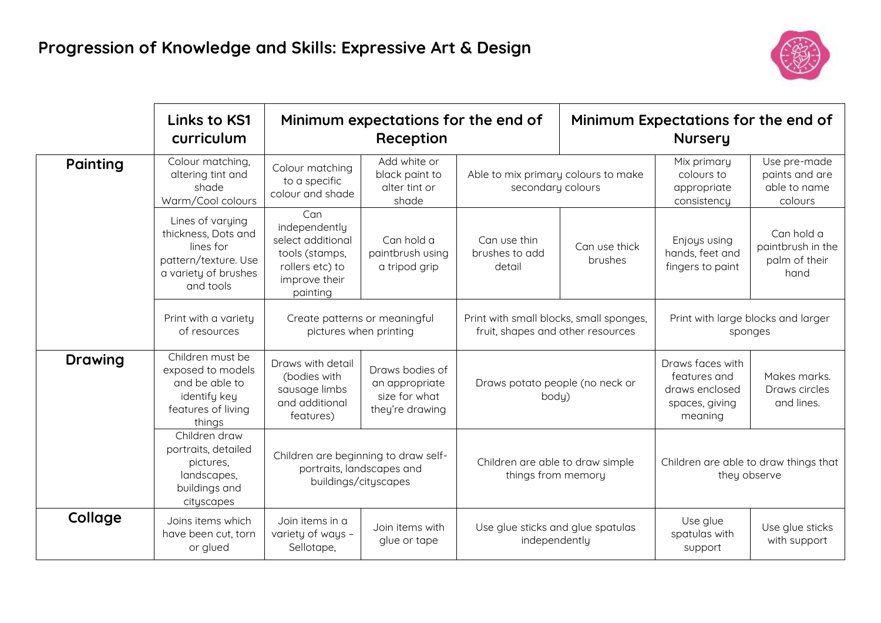# Progression of Knowledge and Skills: Expressive Art & Design

| | Links to KS1 curriculum | Minimum expectations for the end of Reception | | | | Minimum Expectations for the end of Nursery | |
|---|---|---|---|---|---|---|---|
| **Painting** | Colour matching, altering tint and shade Warm/Cool colours | Colour matching to a specific colour and shade | Add white or black paint to alter tint or shade | Able to mix primary colours to make secondary colours | | Mix primary colours to appropriate consistency | Use pre-made paints and are able to name colours |
| | Lines of varying thickness, Dots and lines for pattern/texture. Use a variety of brushes and tools | Can independently select additional tools (stamps, rollers etc) to improve their painting | Can hold a paintbrush using a tripod grip | Can use thin brushes to add detail | Can use thick brushes | Enjoys using hands, feet and fingers to paint | Can hold a paintbrush in the palm of their hand |
| | Print with a variety of resources | Create patterns or meaningful pictures when printing | | Print with small blocks, small sponges, fruit, shapes and other resources | | Print with large blocks and larger sponges | |
| **Drawing** | Children must be exposed to models and be able to identify key features of living things | Draws with detail (bodies with sausage limbs and additional features) | Draws bodies of an appropriate size for what they're drawing | Draws potato people (no neck or body) | | Draws faces with features and draws enclosed spaces, giving meaning | Makes marks. Draws circles and lines. |
| | Children draw portraits, detailed pictures, landscapes, buildings and cityscapes | Children are beginning to draw self-portraits, landscapes and buildings/cityscapes | | Children are able to draw simple things from memory | | Children are able to draw things that they observe | |
| **Collage** | Joins items which have been cut, torn or glued | Join items in a variety of ways – Sellotape, | Join items with glue or tape | Use glue sticks and glue spatulas independently | | Use glue spatulas with support | Use glue sticks with support |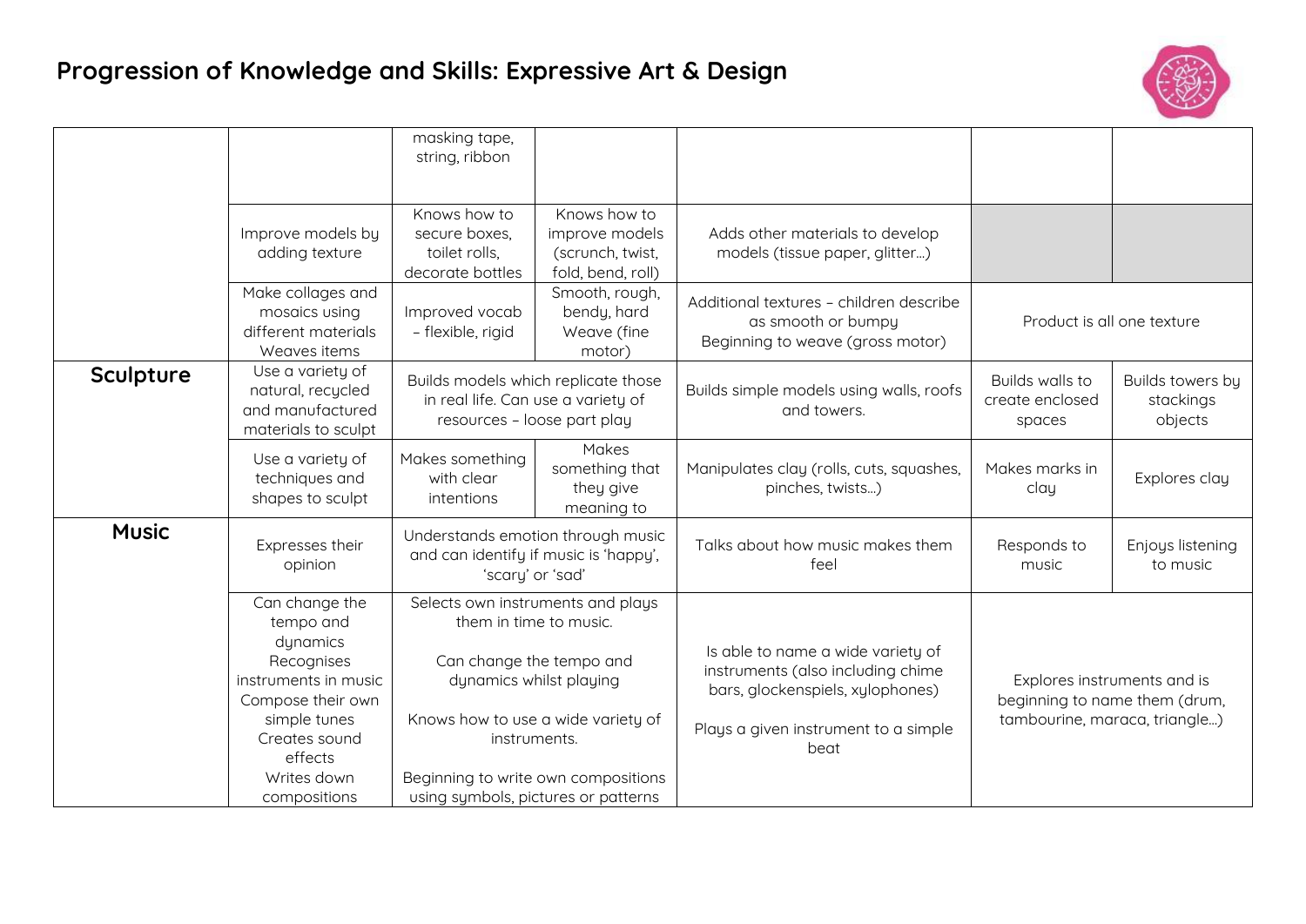# Progression of Knowledge and Skills: Expressive Art & Design

| | | | | | | |
|---|---|---|---|---|---|---|
| | | masking tape, string, ribbon | | | | |
| | Improve models by adding texture | Knows how to secure boxes, toilet rolls, decorate bottles | Knows how to improve models (scrunch, twist, fold, bend, roll) | Adds other materials to develop models (tissue paper, glitter…) | | |
| | Make collages and mosaics using different materials Weaves items | Improved vocab – flexible, rigid | Smooth, rough, bendy, hard Weave (fine motor) | Additional textures – children describe as smooth or bumpy Beginning to weave (gross motor) | Product is all one texture | |
| **Sculpture** | Use a variety of natural, recycled and manufactured materials to sculpt | Builds models which replicate those in real life. Can use a variety of resources – loose part play | | Builds simple models using walls, roofs and towers. | Builds walls to create enclosed spaces | Builds towers by stackings objects |
| | Use a variety of techniques and shapes to sculpt | Makes something with clear intentions | Makes something that they give meaning to | Manipulates clay (rolls, cuts, squashes, pinches, twists…) | Makes marks in clay | Explores clay |
| **Music** | Expresses their opinion | Understands emotion through music and can identify if music is 'happy', 'scary' or 'sad' | | Talks about how music makes them feel | Responds to music | Enjoys listening to music |
| | Can change the tempo and dynamics Recognises instruments in music Compose their own simple tunes Creates sound effects Writes down compositions | Selects own instruments and plays them in time to music. Can change the tempo and dynamics whilst playing Knows how to use a wide variety of instruments. Beginning to write own compositions using symbols, pictures or patterns | | Is able to name a wide variety of instruments (also including chime bars, glockenspiels, xylophones) Plays a given instrument to a simple beat | Explores instruments and is beginning to name them (drum, tambourine, maraca, triangle…) | |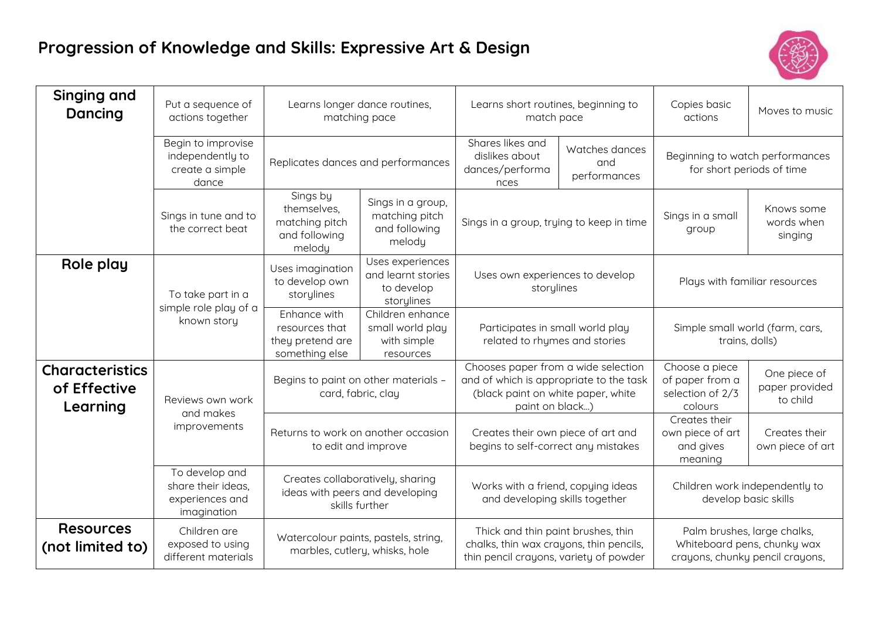## Progression of Knowledge and Skills: Expressive Art & Design

| | | | | | | | |
|---|---|---|---|---|---|---|---|
| **Singing and Dancing** | Put a sequence of actions together | Learns longer dance routines, matching pace | | Learns short routines, beginning to match pace | | Copies basic actions | Moves to music |
| | Begin to improvise independently to create a simple dance | Replicates dances and performances | | Shares likes and dislikes about dances/performances | Watches dances and performances | Beginning to watch performances for short periods of time | |
| | Sings in tune and to the correct beat | Sings by themselves, matching pitch and following melody | Sings in a group, matching pitch and following melody | Sings in a group, trying to keep in time | | Sings in a small group | Knows some words when singing |
| **Role play** | To take part in a simple role play of a known story | Uses imagination to develop own storylines | Uses experiences and learnt stories to develop storylines | Uses own experiences to develop storylines | | Plays with familiar resources | |
| | | Enhance with resources that they pretend are something else | Children enhance small world play with simple resources | Participates in small world play related to rhymes and stories | | Simple small world (farm, cars, trains, dolls) | |
| **Characteristics of Effective Learning** | Reviews own work and makes improvements | Begins to paint on other materials – card, fabric, clay | | Chooses paper from a wide selection and of which is appropriate to the task (black paint on white paper, white paint on black…) | | Choose a piece of paper from a selection of 2/3 colours | One piece of paper provided to child |
| | | Returns to work on another occasion to edit and improve | | Creates their own piece of art and begins to self-correct any mistakes | | Creates their own piece of art and gives meaning | Creates their own piece of art |
| | To develop and share their ideas, experiences and imagination | Creates collaboratively, sharing ideas with peers and developing skills further | | Works with a friend, copying ideas and developing skills together | | Children work independently to develop basic skills | |
| **Resources (not limited to)** | Children are exposed to using different materials | Watercolour paints, pastels, string, marbles, cutlery, whisks, hole | | Thick and thin paint brushes, thin chalks, thin wax crayons, thin pencils, thin pencil crayons, variety of powder | | Palm brushes, large chalks, Whiteboard pens, chunky wax crayons, chunky pencil crayons, | |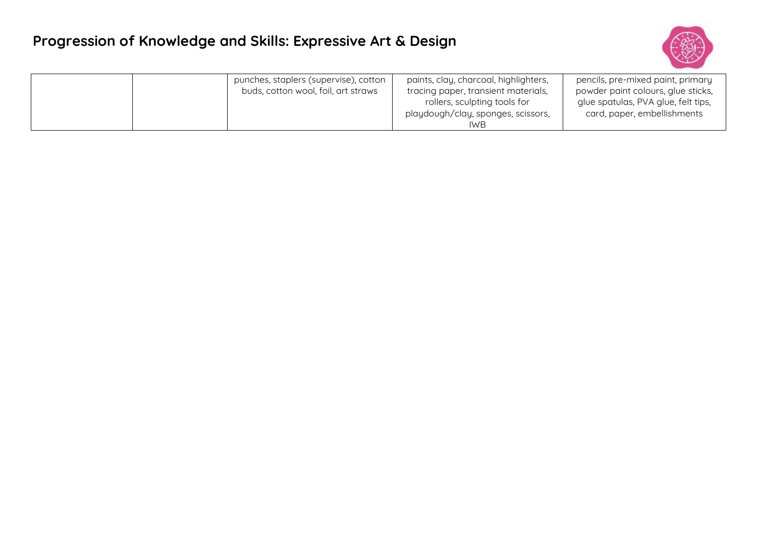# Progression of Knowledge and Skills: Expressive Art & Design

| | | | | |
|---|---|---|---|---|
| | | punches, staplers (supervise), cotton buds, cotton wool, foil, art straws | paints, clay, charcoal, highlighters, tracing paper, transient materials, rollers, sculpting tools for playdough/clay, sponges, scissors, IWB | pencils, pre-mixed paint, primary powder paint colours, glue sticks, glue spatulas, PVA glue, felt tips, card, paper, embellishments |